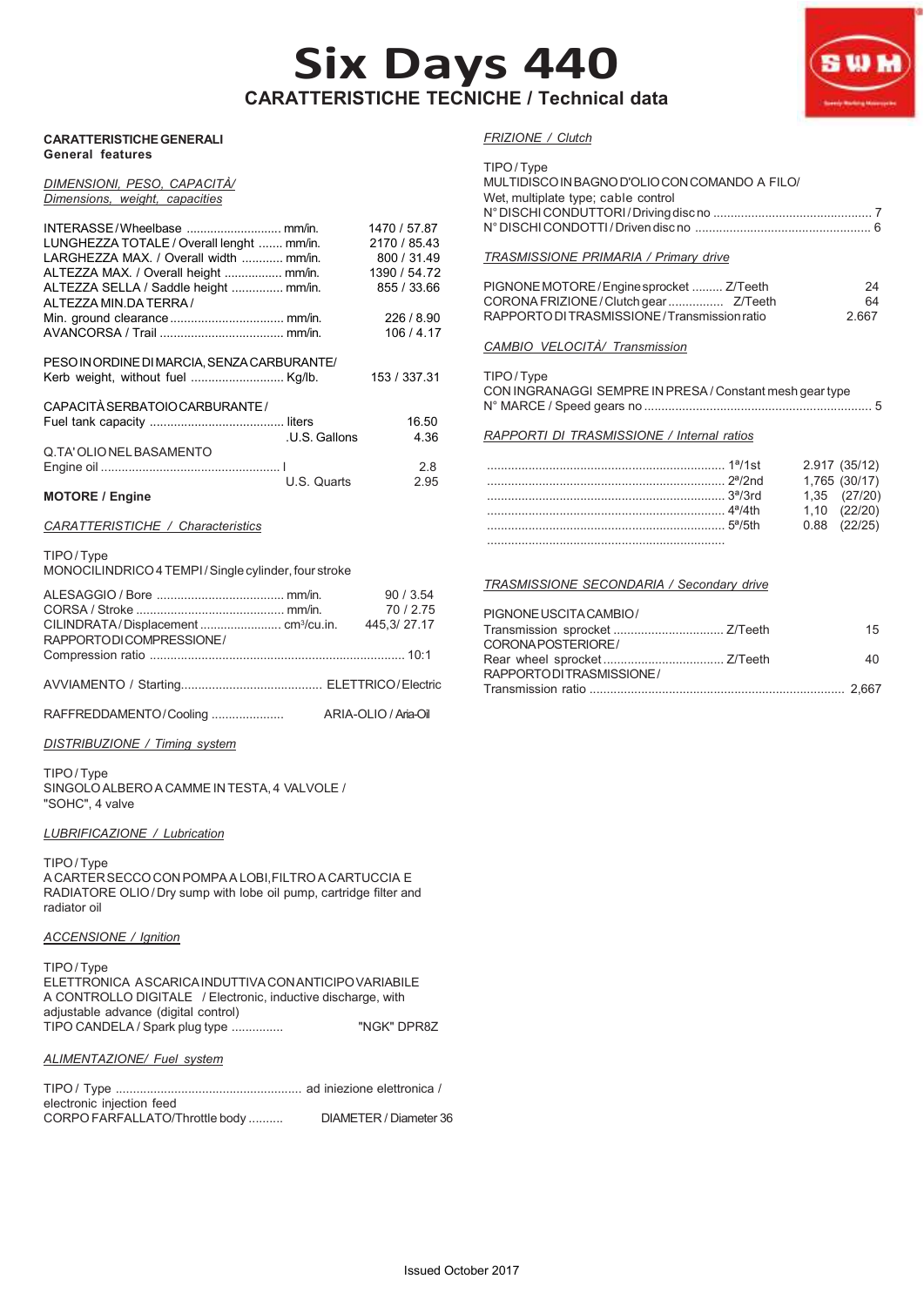# Six Days 440

## CARATTERISTICHE TECNICHE / Technical data

### CARATTERISTICHE GENERALI
**General features**

*DIMENSIONI, PESO, CAPACITÀ/ Dimensions, weight, capacities*

| | | |
|---|---|---|
| INTERASSE / Wheelbase | mm/in. | 1470 / 57.87 |
| LUNGHEZZA TOTALE / Overall lenght | mm/in. | 2170 / 85.43 |
| LARGHEZZA MAX. / Overall width | mm/in. | 800 / 31.49 |
| ALTEZZA MAX. / Overall height | mm/in. | 1390 / 54.72 |
| ALTEZZA SELLA / Saddle height | mm/in. | 855 / 33.66 |
| ALTEZZA MIN.DA TERRA / Min. ground clearance | mm/in. | 226 / 8.90 |
| AVANCORSA / Trail | mm/in. | 106 / 4.17 |

PESO IN ORDINE DI MARCIA, SENZA CARBURANTE/
Kerb weight, without fuel ........................... Kg/lb. 153 / 337.31

CAPACITÀ SERBATOIO CARBURANTE /
Fuel tank capacity ........................................ liters 16.50
.U.S. Gallons 4.36

Q.TA' OLIO NEL BASAMENTO
Engine oil ........................................ l 2.8
U.S. Quarts 2.95

### MOTORE / Engine

*CARATTERISTICHE / Characteristics*

TIPO / Type
MONOCILINDRICO 4 TEMPI / Single cylinder, four stroke

| | | |
|---|---|---|
| ALESAGGIO / Bore | mm/in. | 90 / 3.54 |
| CORSA / Stroke | mm/in. | 70 / 2.75 |
| CILINDRATA / Displacement | cm³/cu.in. | 445,3/ 27.17 |
| RAPPORTO DI COMPRESSIONE / Compression ratio | | 10:1 |

AVVIAMENTO / Starting.......................................... ELETTRICO / Electric

RAFFREDDAMENTO / Cooling ..................... ARIA-OLIO / Aria-Oil

*DISTRIBUZIONE / Timing system*

TIPO / Type
SINGOLO ALBERO A CAMME IN TESTA, 4 VALVOLE / "SOHC", 4 valve

*LUBRIFICAZIONE / Lubrication*

TIPO / Type
A CARTER SECCO CON POMPA A LOBI, FILTRO A CARTUCCIA E RADIATORE OLIO / Dry sump with lobe oil pump, cartridge filter and radiator oil

*ACCENSIONE / Ignition*

TIPO / Type
ELETTRONICA A SCARICA INDUTTIVA CON ANTICIPO VARIABILE A CONTROLLO DIGITALE / Electronic, inductive discharge, with adjustable advance (digital control)
TIPO CANDELA / Spark plug type ............... "NGK" DPR8Z

*ALIMENTAZIONE/ Fuel system*

TIPO / Type ...................................................... ad iniezione elettronica / electronic injection feed
CORPO FARFALLATO/Throttle body .......... DIAMETER / Diameter 36

*FRIZIONE / Clutch*

TIPO / Type
MULTIDISCO IN BAGNO D'OLIO CON COMANDO A FILO/ Wet, multiplate type; cable control
N° DISCHI CONDUTTORI / Driving disc no .............................................. 7
N° DISCHI CONDOTTI / Driven disc no .................................................. 6

*TRASMISSIONE PRIMARIA / Primary drive*

| | | |
|---|---|---|
| PIGNONE MOTORE / Engine sprocket | Z/Teeth | 24 |
| CORONA FRIZIONE / Clutch gear | Z/Teeth | 64 |
| RAPPORTO DI TRASMISSIONE / Transmission ratio | | 2.667 |

*CAMBIO VELOCITÀ/ Transmission*

TIPO / Type
CON INGRANAGGI SEMPRE IN PRESA / Constant mesh gear type
N° MARCE / Speed gears no ................................................................ 5

*RAPPORTI DI TRASMISSIONE / Internal ratios*

| | |
|---|---|
| 1ª/1st | 2.917 (35/12) |
| 2ª/2nd | 1,765 (30/17) |
| 3ª/3rd | 1,35 (27/20) |
| 4ª/4th | 1,10 (22/20) |
| 5ª/5th | 0.88 (22/25) |

*TRASMISSIONE SECONDARIA / Secondary drive*

| | | |
|---|---|---|
| PIGNONE USCITA CAMBIO / Transmission sprocket | Z/Teeth | 15 |
| CORONA POSTERIORE / Rear wheel sprocket | Z/Teeth | 40 |
| RAPPORTO DI TRASMISSIONE / Transmission ratio | | 2,667 |

Issued October 2017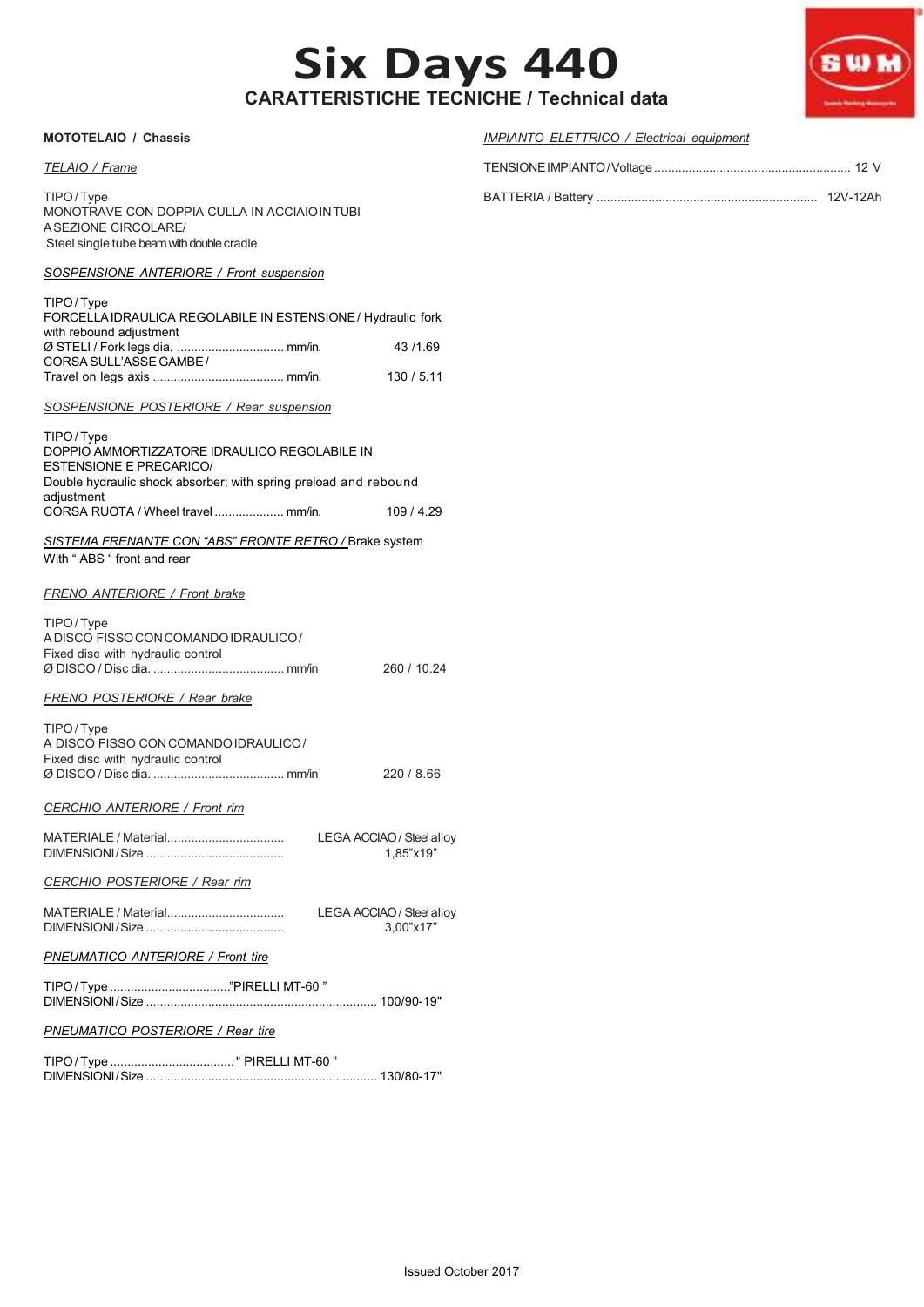# Six Days 440

## CARATTERISTICHE TECNICHE / Technical data

**MOTOTELAIO / Chassis**

*TELAIO / Frame*

TIPO / Type
MONOTRAVE CON DOPPIA CULLA IN ACCIAIO IN TUBI A SEZIONE CIRCOLARE/
Steel single tube beam with double cradle

*SOSPENSIONE ANTERIORE / Front suspension*

TIPO / Type
FORCELLA IDRAULICA REGOLABILE IN ESTENSIONE / Hydraulic fork with rebound adjustment
Ø STELI / Fork legs dia. ............................... mm/in. 43 /1.69
CORSA SULL'ASSE GAMBE / Travel on legs axis ...................................... mm/in. 130 / 5.11

*SOSPENSIONE POSTERIORE / Rear suspension*

TIPO / Type
DOPPIO AMMORTIZZATORE IDRAULICO REGOLABILE IN ESTENSIONE E PRECARICO/
Double hydraulic shock absorber; with spring preload and rebound adjustment
CORSA RUOTA / Wheel travel .................... mm/in. 109 / 4.29

*SISTEMA FRENANTE CON "ABS" FRONTE RETRO /* Brake system
With " ABS " front and rear

*FRENO ANTERIORE / Front brake*

TIPO / Type
A DISCO FISSO CON COMANDO IDRAULICO / Fixed disc with hydraulic control
Ø DISCO / Disc dia. ...................................... mm/in 260 / 10.24

*FRENO POSTERIORE / Rear brake*

TIPO / Type
A DISCO FISSO CON COMANDO IDRAULICO / Fixed disc with hydraulic control
Ø DISCO / Disc dia. ...................................... mm/in 220 / 8.66

*CERCHIO ANTERIORE / Front rim*

MATERIALE / Material.................................. LEGA ACCIAO / Steel alloy
DIMENSIONI / Size ........................................ 1,85"x19"

*CERCHIO POSTERIORE / Rear rim*

MATERIALE / Material.................................. LEGA ACCIAO / Steel alloy
DIMENSIONI / Size ........................................ 3,00"x17"

*PNEUMATICO ANTERIORE / Front tire*

TIPO / Type ..................................."PIRELLI MT-60 "
DIMENSIONI / Size ................................................................... 100/90-19"

*PNEUMATICO POSTERIORE / Rear tire*

TIPO / Type .................................... " PIRELLI MT-60 "
DIMENSIONI / Size ................................................................... 130/80-17"

*IMPIANTO ELETTRICO / Electrical equipment*

TENSIONE IMPIANTO / Voltage ......................................................... 12 V

BATTERIA / Battery ................................................................ 12V-12Ah

Issued October 2017